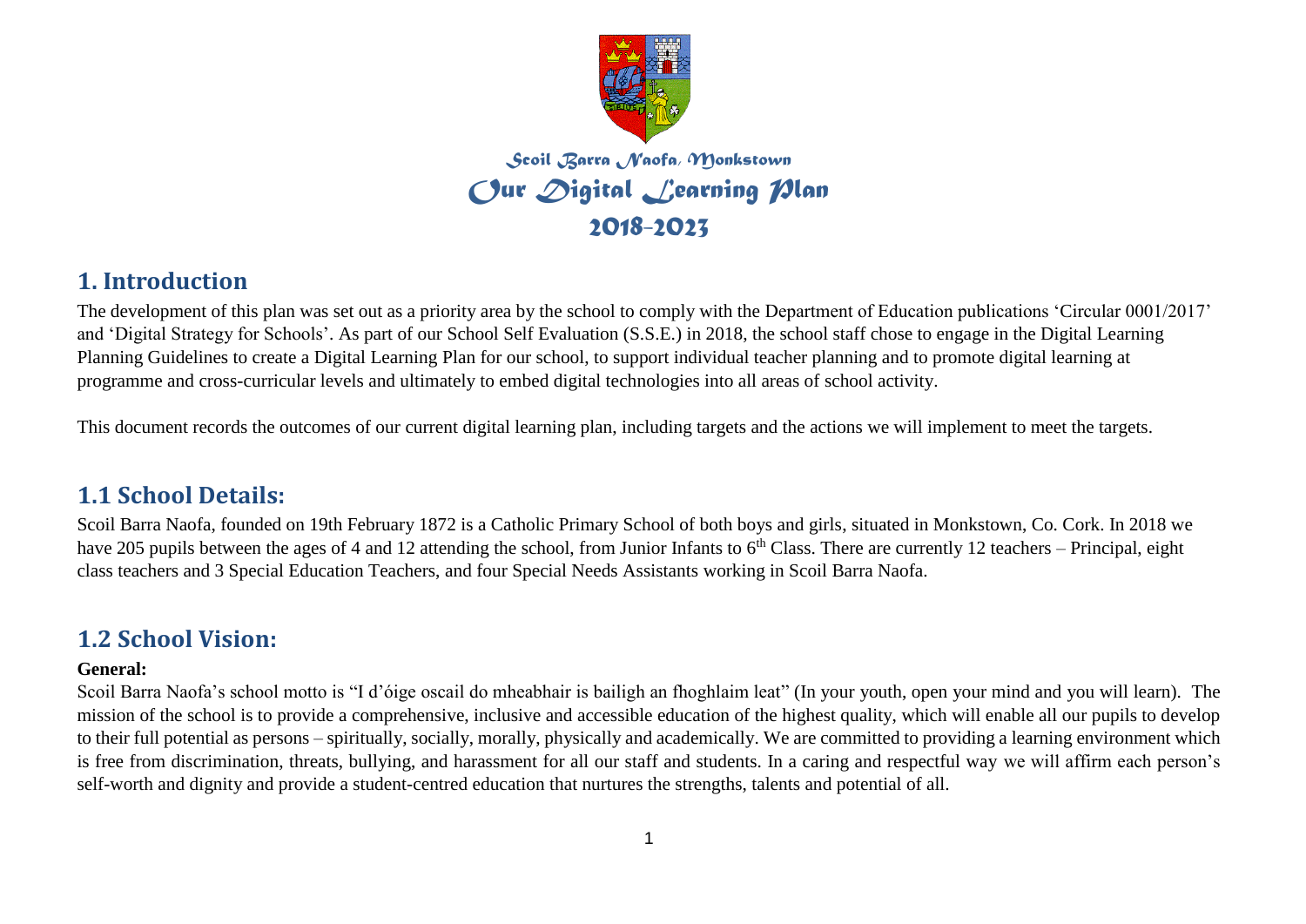# Scoil Barra Naofa, Monkstown

# Our Digital Learning Plan

# 2018-2023

## 1. Introduction

The development of this plan was set out as a priority area by the school to comply with the Department of Education publications 'Circular 0001/2017' and 'Digital Strategy for Schools'. As part of our School Self Evaluation (S.S.E.) in 2018, the school staff chose to engage in the Digital Learning Planning Guidelines to create a Digital Learning Plan for our school, to support individual teacher planning and to promote digital learning at programme and cross-curricular levels and ultimately to embed digital technologies into all areas of school activity.

This document records the outcomes of our current digital learning plan, including targets and the actions we will implement to meet the targets.

## 1.1 School Details:

Scoil Barra Naofa, founded on 19th February 1872 is a Catholic Primary School of both boys and girls, situated in Monkstown, Co. Cork. In 2018 we have 205 pupils between the ages of 4 and 12 attending the school, from Junior Infants to 6th Class. There are currently 12 teachers – Principal, eight class teachers and 3 Special Education Teachers, and four Special Needs Assistants working in Scoil Barra Naofa.

## 1.2 School Vision:

**General:**

Scoil Barra Naofa's school motto is "I d'óige oscail do mheabhair is bailigh an fhoghlaim leat" (In your youth, open your mind and you will learn). The mission of the school is to provide a comprehensive, inclusive and accessible education of the highest quality, which will enable all our pupils to develop to their full potential as persons – spiritually, socially, morally, physically and academically. We are committed to providing a learning environment which is free from discrimination, threats, bullying, and harassment for all our staff and students. In a caring and respectful way we will affirm each person's self-worth and dignity and provide a student-centred education that nurtures the strengths, talents and potential of all.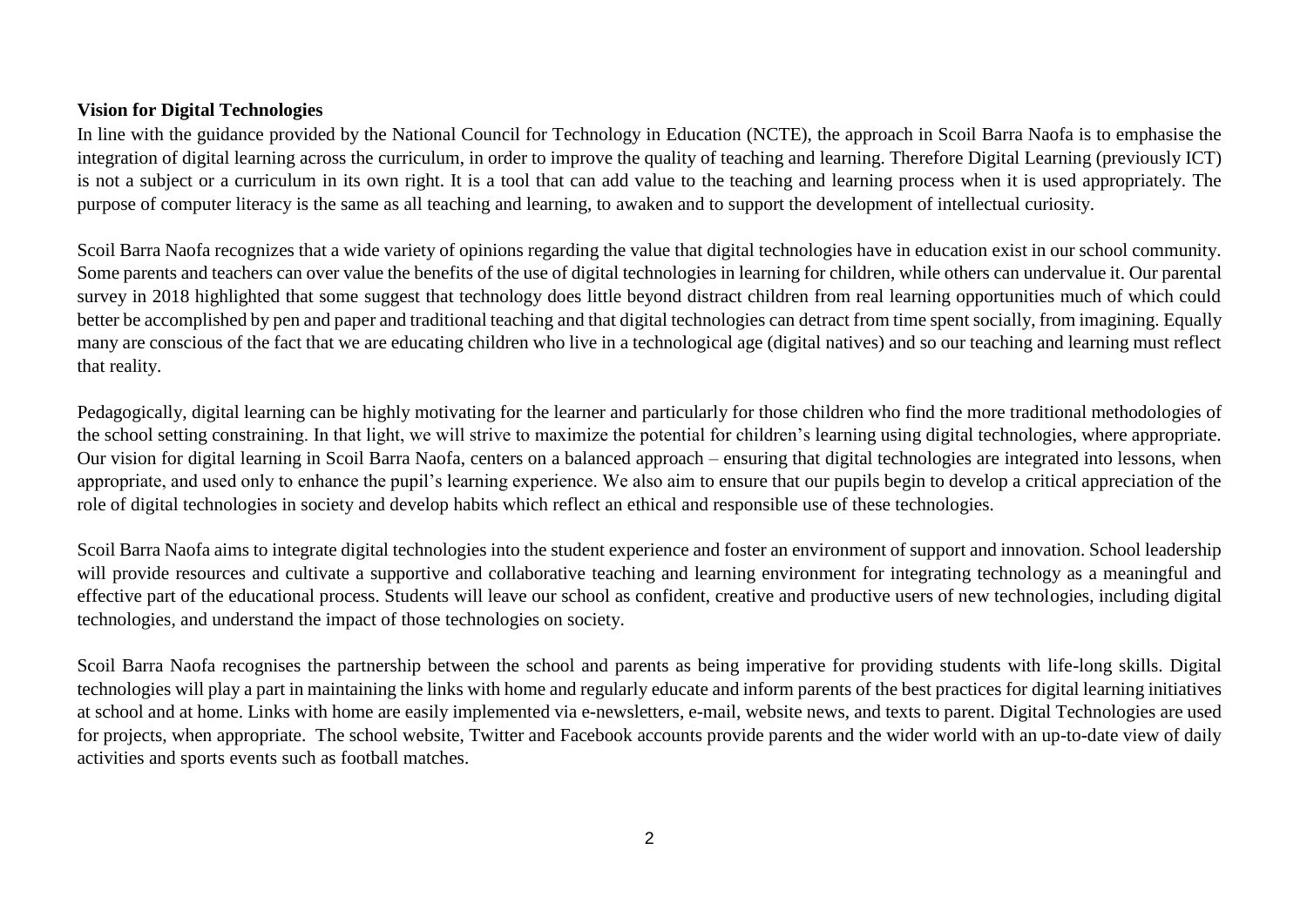**Vision for Digital Technologies**

In line with the guidance provided by the National Council for Technology in Education (NCTE), the approach in Scoil Barra Naofa is to emphasise the integration of digital learning across the curriculum, in order to improve the quality of teaching and learning. Therefore Digital Learning (previously ICT) is not a subject or a curriculum in its own right. It is a tool that can add value to the teaching and learning process when it is used appropriately. The purpose of computer literacy is the same as all teaching and learning, to awaken and to support the development of intellectual curiosity.

Scoil Barra Naofa recognizes that a wide variety of opinions regarding the value that digital technologies have in education exist in our school community. Some parents and teachers can over value the benefits of the use of digital technologies in learning for children, while others can undervalue it. Our parental survey in 2018 highlighted that some suggest that technology does little beyond distract children from real learning opportunities much of which could better be accomplished by pen and paper and traditional teaching and that digital technologies can detract from time spent socially, from imagining. Equally many are conscious of the fact that we are educating children who live in a technological age (digital natives) and so our teaching and learning must reflect that reality.

Pedagogically, digital learning can be highly motivating for the learner and particularly for those children who find the more traditional methodologies of the school setting constraining. In that light, we will strive to maximize the potential for children's learning using digital technologies, where appropriate. Our vision for digital learning in Scoil Barra Naofa, centers on a balanced approach – ensuring that digital technologies are integrated into lessons, when appropriate, and used only to enhance the pupil's learning experience. We also aim to ensure that our pupils begin to develop a critical appreciation of the role of digital technologies in society and develop habits which reflect an ethical and responsible use of these technologies.

Scoil Barra Naofa aims to integrate digital technologies into the student experience and foster an environment of support and innovation. School leadership will provide resources and cultivate a supportive and collaborative teaching and learning environment for integrating technology as a meaningful and effective part of the educational process. Students will leave our school as confident, creative and productive users of new technologies, including digital technologies, and understand the impact of those technologies on society.

Scoil Barra Naofa recognises the partnership between the school and parents as being imperative for providing students with life-long skills. Digital technologies will play a part in maintaining the links with home and regularly educate and inform parents of the best practices for digital learning initiatives at school and at home. Links with home are easily implemented via e-newsletters, e-mail, website news, and texts to parent. Digital Technologies are used for projects, when appropriate. The school website, Twitter and Facebook accounts provide parents and the wider world with an up-to-date view of daily activities and sports events such as football matches.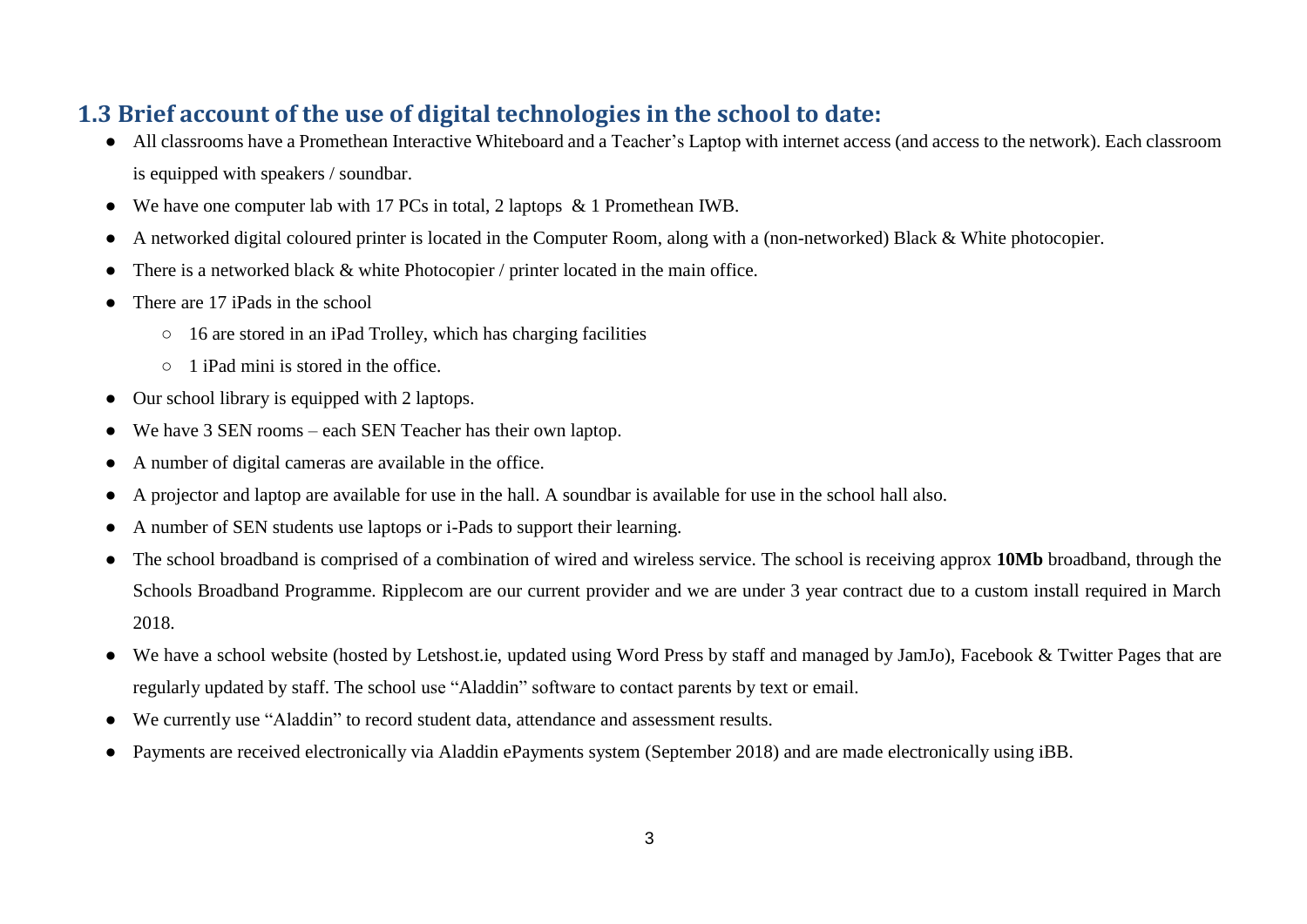## 1.3 Brief account of the use of digital technologies in the school to date:

- All classrooms have a Promethean Interactive Whiteboard and a Teacher's Laptop with internet access (and access to the network). Each classroom is equipped with speakers / soundbar.
- We have one computer lab with 17 PCs in total, 2 laptops & 1 Promethean IWB.
- A networked digital coloured printer is located in the Computer Room, along with a (non-networked) Black & White photocopier.
- There is a networked black & white Photocopier / printer located in the main office.
- There are 17 iPads in the school
  - 16 are stored in an iPad Trolley, which has charging facilities
  - 1 iPad mini is stored in the office.
- Our school library is equipped with 2 laptops.
- We have 3 SEN rooms – each SEN Teacher has their own laptop.
- A number of digital cameras are available in the office.
- A projector and laptop are available for use in the hall. A soundbar is available for use in the school hall also.
- A number of SEN students use laptops or i-Pads to support their learning.
- The school broadband is comprised of a combination of wired and wireless service. The school is receiving approx **10Mb** broadband, through the Schools Broadband Programme. Ripplecom are our current provider and we are under 3 year contract due to a custom install required in March 2018.
- We have a school website (hosted by Letshost.ie, updated using Word Press by staff and managed by JamJo), Facebook & Twitter Pages that are regularly updated by staff. The school use "Aladdin" software to contact parents by text or email.
- We currently use "Aladdin" to record student data, attendance and assessment results.
- Payments are received electronically via Aladdin ePayments system (September 2018) and are made electronically using iBB.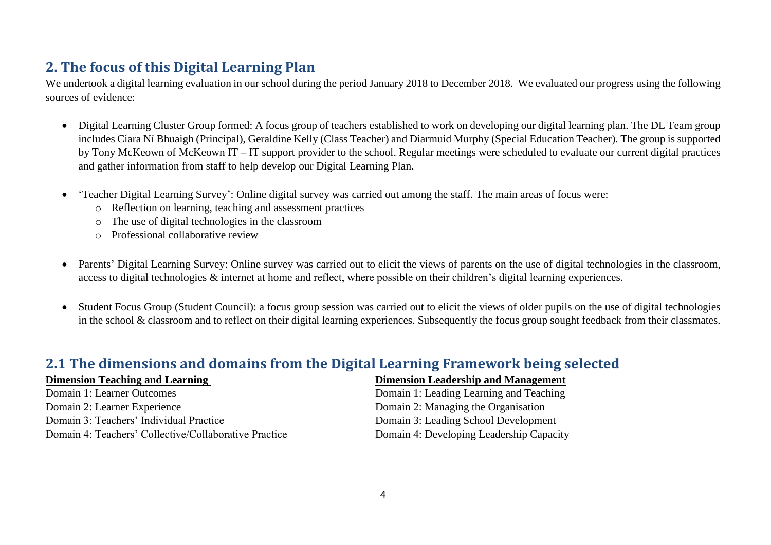## 2. The focus of this Digital Learning Plan

We undertook a digital learning evaluation in our school during the period January 2018 to December 2018. We evaluated our progress using the following sources of evidence:

- Digital Learning Cluster Group formed: A focus group of teachers established to work on developing our digital learning plan. The DL Team group includes Ciara Ní Bhuaigh (Principal), Geraldine Kelly (Class Teacher) and Diarmuid Murphy (Special Education Teacher). The group is supported by Tony McKeown of McKeown IT – IT support provider to the school. Regular meetings were scheduled to evaluate our current digital practices and gather information from staff to help develop our Digital Learning Plan.

- 'Teacher Digital Learning Survey': Online digital survey was carried out among the staff. The main areas of focus were:
  - Reflection on learning, teaching and assessment practices
  - The use of digital technologies in the classroom
  - Professional collaborative review

- Parents' Digital Learning Survey: Online survey was carried out to elicit the views of parents on the use of digital technologies in the classroom, access to digital technologies & internet at home and reflect, where possible on their children's digital learning experiences.

- Student Focus Group (Student Council): a focus group session was carried out to elicit the views of older pupils on the use of digital technologies in the school & classroom and to reflect on their digital learning experiences. Subsequently the focus group sought feedback from their classmates.

## 2.1 The dimensions and domains from the Digital Learning Framework being selected

**Dimension Teaching and Learning**

Domain 1: Learner Outcomes
Domain 2: Learner Experience
Domain 3: Teachers' Individual Practice
Domain 4: Teachers' Collective/Collaborative Practice

**Dimension Leadership and Management**

Domain 1: Leading Learning and Teaching
Domain 2: Managing the Organisation
Domain 3: Leading School Development
Domain 4: Developing Leadership Capacity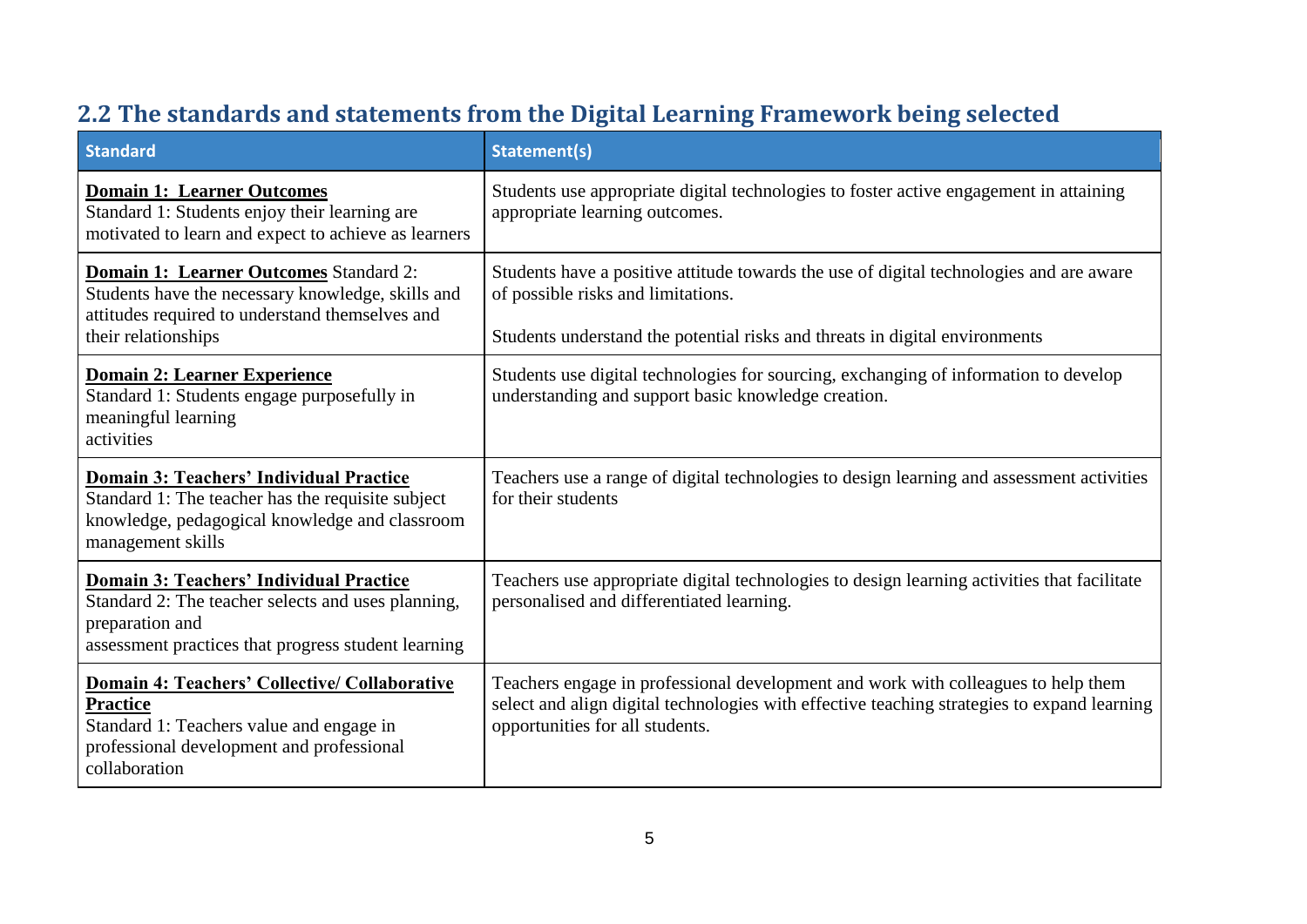## 2.2 The standards and statements from the Digital Learning Framework being selected

| Standard | Statement(s) |
|---|---|
| **Domain 1: Learner Outcomes** Standard 1: Students enjoy their learning are motivated to learn and expect to achieve as learners | Students use appropriate digital technologies to foster active engagement in attaining appropriate learning outcomes. |
| **Domain 1: Learner Outcomes** Standard 2: Students have the necessary knowledge, skills and attitudes required to understand themselves and their relationships | Students have a positive attitude towards the use of digital technologies and are aware of possible risks and limitations.<br><br>Students understand the potential risks and threats in digital environments |
| **Domain 2: Learner Experience** Standard 1: Students engage purposefully in meaningful learning activities | Students use digital technologies for sourcing, exchanging of information to develop understanding and support basic knowledge creation. |
| **Domain 3: Teachers' Individual Practice** Standard 1: The teacher has the requisite subject knowledge, pedagogical knowledge and classroom management skills | Teachers use a range of digital technologies to design learning and assessment activities for their students |
| **Domain 3: Teachers' Individual Practice** Standard 2: The teacher selects and uses planning, preparation and assessment practices that progress student learning | Teachers use appropriate digital technologies to design learning activities that facilitate personalised and differentiated learning. |
| **Domain 4: Teachers' Collective/ Collaborative Practice** Standard 1: Teachers value and engage in professional development and professional collaboration | Teachers engage in professional development and work with colleagues to help them select and align digital technologies with effective teaching strategies to expand learning opportunities for all students. |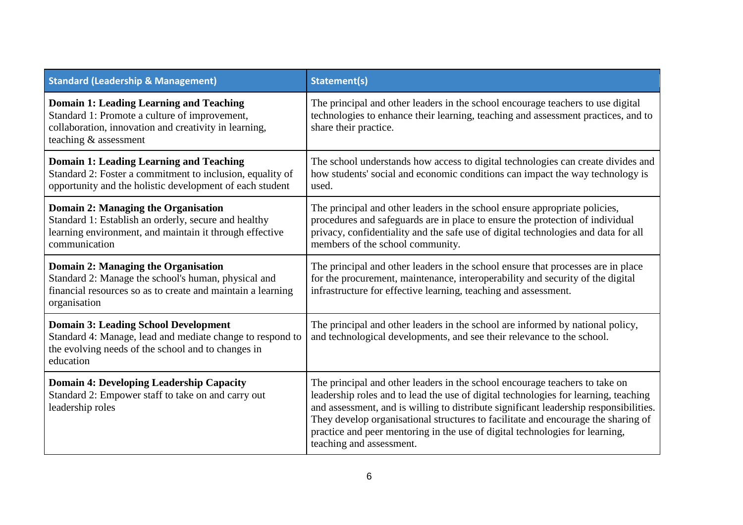| Standard (Leadership & Management) | Statement(s) |
| --- | --- |
| **Domain 1: Leading Learning and Teaching** Standard 1: Promote a culture of improvement, collaboration, innovation and creativity in learning, teaching & assessment | The principal and other leaders in the school encourage teachers to use digital technologies to enhance their learning, teaching and assessment practices, and to share their practice. |
| **Domain 1: Leading Learning and Teaching** Standard 2: Foster a commitment to inclusion, equality of opportunity and the holistic development of each student | The school understands how access to digital technologies can create divides and how students' social and economic conditions can impact the way technology is used. |
| **Domain 2: Managing the Organisation** Standard 1: Establish an orderly, secure and healthy learning environment, and maintain it through effective communication | The principal and other leaders in the school ensure appropriate policies, procedures and safeguards are in place to ensure the protection of individual privacy, confidentiality and the safe use of digital technologies and data for all members of the school community. |
| **Domain 2: Managing the Organisation** Standard 2: Manage the school's human, physical and financial resources so as to create and maintain a learning organisation | The principal and other leaders in the school ensure that processes are in place for the procurement, maintenance, interoperability and security of the digital infrastructure for effective learning, teaching and assessment. |
| **Domain 3: Leading School Development** Standard 4: Manage, lead and mediate change to respond to the evolving needs of the school and to changes in education | The principal and other leaders in the school are informed by national policy, and technological developments, and see their relevance to the school. |
| **Domain 4: Developing Leadership Capacity** Standard 2: Empower staff to take on and carry out leadership roles | The principal and other leaders in the school encourage teachers to take on leadership roles and to lead the use of digital technologies for learning, teaching and assessment, and is willing to distribute significant leadership responsibilities. They develop organisational structures to facilitate and encourage the sharing of practice and peer mentoring in the use of digital technologies for learning, teaching and assessment. |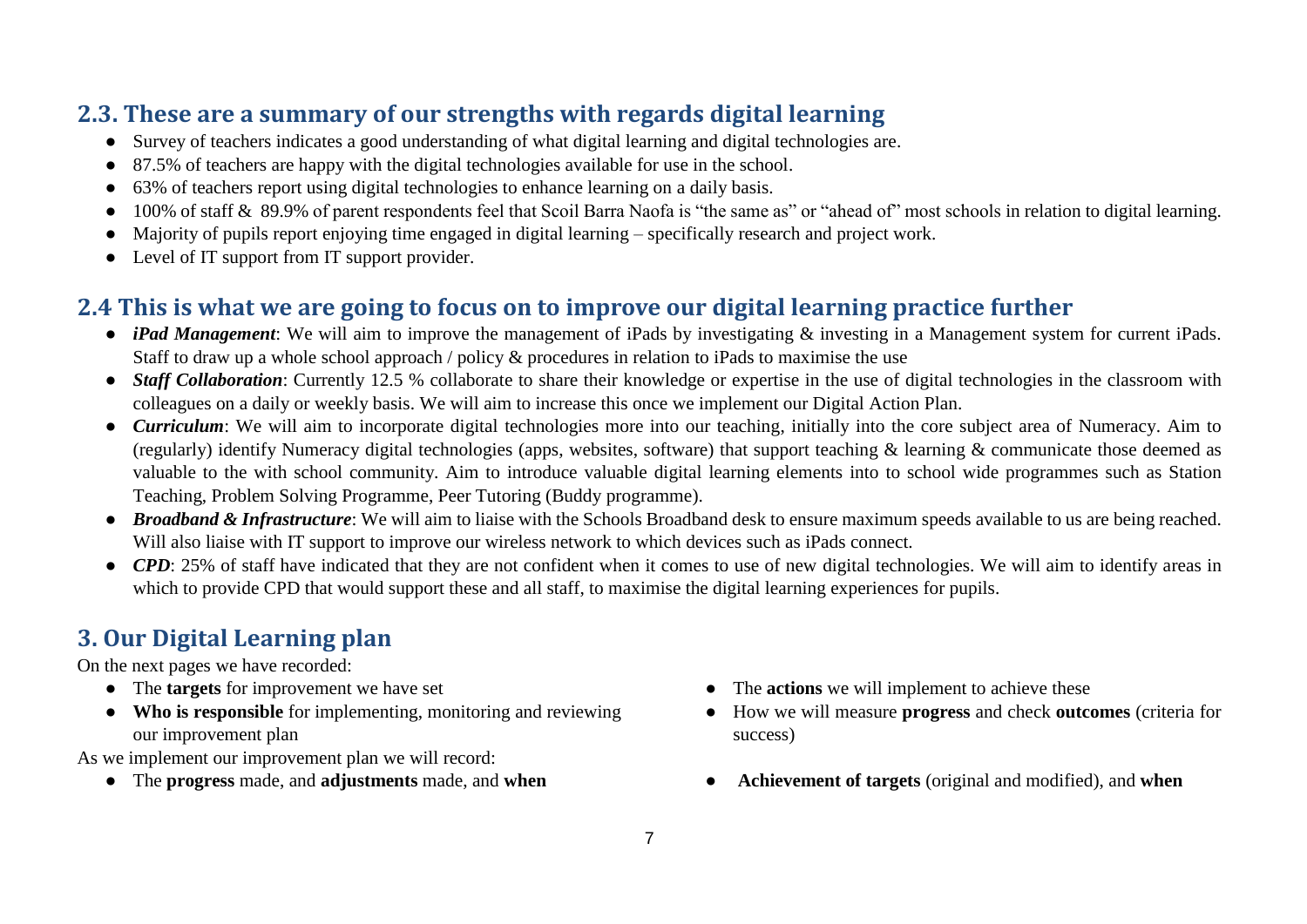## 2.3. These are a summary of our strengths with regards digital learning

- Survey of teachers indicates a good understanding of what digital learning and digital technologies are.
- 87.5% of teachers are happy with the digital technologies available for use in the school.
- 63% of teachers report using digital technologies to enhance learning on a daily basis.
- 100% of staff & 89.9% of parent respondents feel that Scoil Barra Naofa is "the same as" or "ahead of" most schools in relation to digital learning.
- Majority of pupils report enjoying time engaged in digital learning – specifically research and project work.
- Level of IT support from IT support provider.

## 2.4 This is what we are going to focus on to improve our digital learning practice further

- ***iPad Management***: We will aim to improve the management of iPads by investigating & investing in a Management system for current iPads. Staff to draw up a whole school approach / policy & procedures in relation to iPads to maximise the use
- ***Staff Collaboration***: Currently 12.5 % collaborate to share their knowledge or expertise in the use of digital technologies in the classroom with colleagues on a daily or weekly basis. We will aim to increase this once we implement our Digital Action Plan.
- ***Curriculum***: We will aim to incorporate digital technologies more into our teaching, initially into the core subject area of Numeracy. Aim to (regularly) identify Numeracy digital technologies (apps, websites, software) that support teaching & learning & communicate those deemed as valuable to the with school community. Aim to introduce valuable digital learning elements into to school wide programmes such as Station Teaching, Problem Solving Programme, Peer Tutoring (Buddy programme).
- ***Broadband & Infrastructure***: We will aim to liaise with the Schools Broadband desk to ensure maximum speeds available to us are being reached. Will also liaise with IT support to improve our wireless network to which devices such as iPads connect.
- ***CPD***: 25% of staff have indicated that they are not confident when it comes to use of new digital technologies. We will aim to identify areas in which to provide CPD that would support these and all staff, to maximise the digital learning experiences for pupils.

## 3. Our Digital Learning plan

On the next pages we have recorded:

- The **targets** for improvement we have set
- **Who is responsible** for implementing, monitoring and reviewing our improvement plan
- The **actions** we will implement to achieve these
- How we will measure **progress** and check **outcomes** (criteria for success)

As we implement our improvement plan we will record:

- The **progress** made, and **adjustments** made, and **when**
- **Achievement of targets** (original and modified), and **when**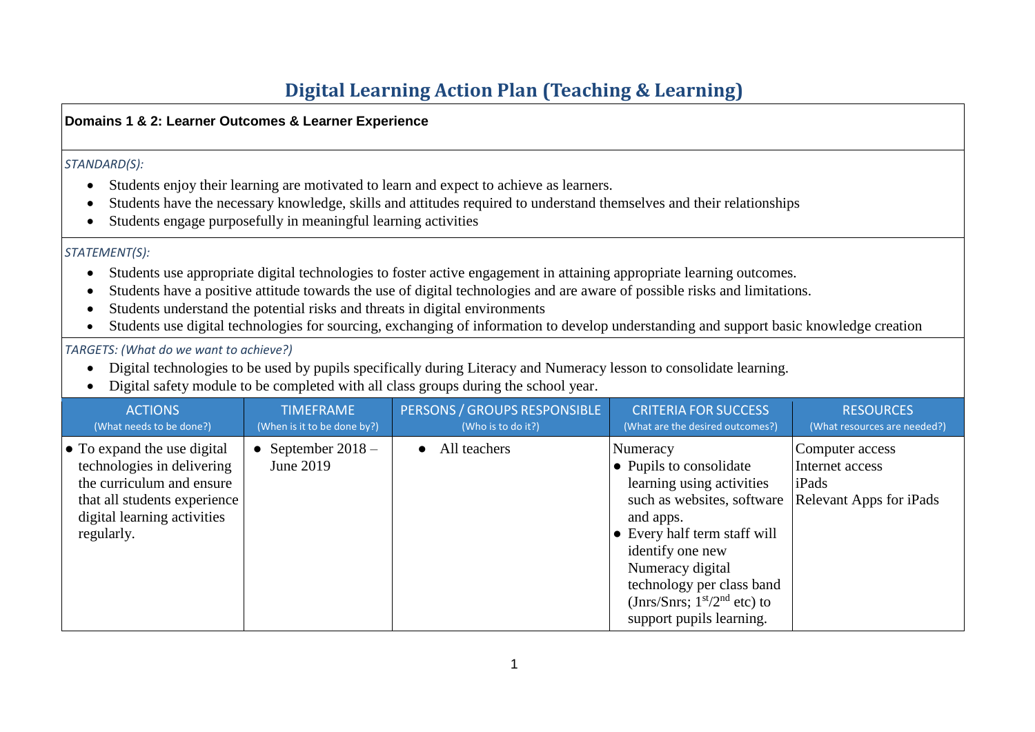# Digital Learning Action Plan (Teaching & Learning)

**Domains 1 & 2: Learner Outcomes & Learner Experience**

*STANDARD(S):*

- Students enjoy their learning are motivated to learn and expect to achieve as learners.
- Students have the necessary knowledge, skills and attitudes required to understand themselves and their relationships
- Students engage purposefully in meaningful learning activities

*STATEMENT(S):*

- Students use appropriate digital technologies to foster active engagement in attaining appropriate learning outcomes.
- Students have a positive attitude towards the use of digital technologies and are aware of possible risks and limitations.
- Students understand the potential risks and threats in digital environments
- Students use digital technologies for sourcing, exchanging of information to develop understanding and support basic knowledge creation

*TARGETS: (What do we want to achieve?)*

- Digital technologies to be used by pupils specifically during Literacy and Numeracy lesson to consolidate learning.
- Digital safety module to be completed with all class groups during the school year.

| ACTIONS (What needs to be done?) | TIMEFRAME (When is it to be done by?) | PERSONS / GROUPS RESPONSIBLE (Who is to do it?) | CRITERIA FOR SUCCESS (What are the desired outcomes?) | RESOURCES (What resources are needed?) |
|---|---|---|---|---|
| • To expand the use digital technologies in delivering the curriculum and ensure that all students experience digital learning activities regularly. | • September 2018 – June 2019 | • All teachers | Numeracy<br>• Pupils to consolidate learning using activities such as websites, software and apps.<br>• Every half term staff will identify one new Numeracy digital technology per class band (Jnrs/Snrs; 1st/2nd etc) to support pupils learning. | Computer access<br>Internet access<br>iPads<br>Relevant Apps for iPads |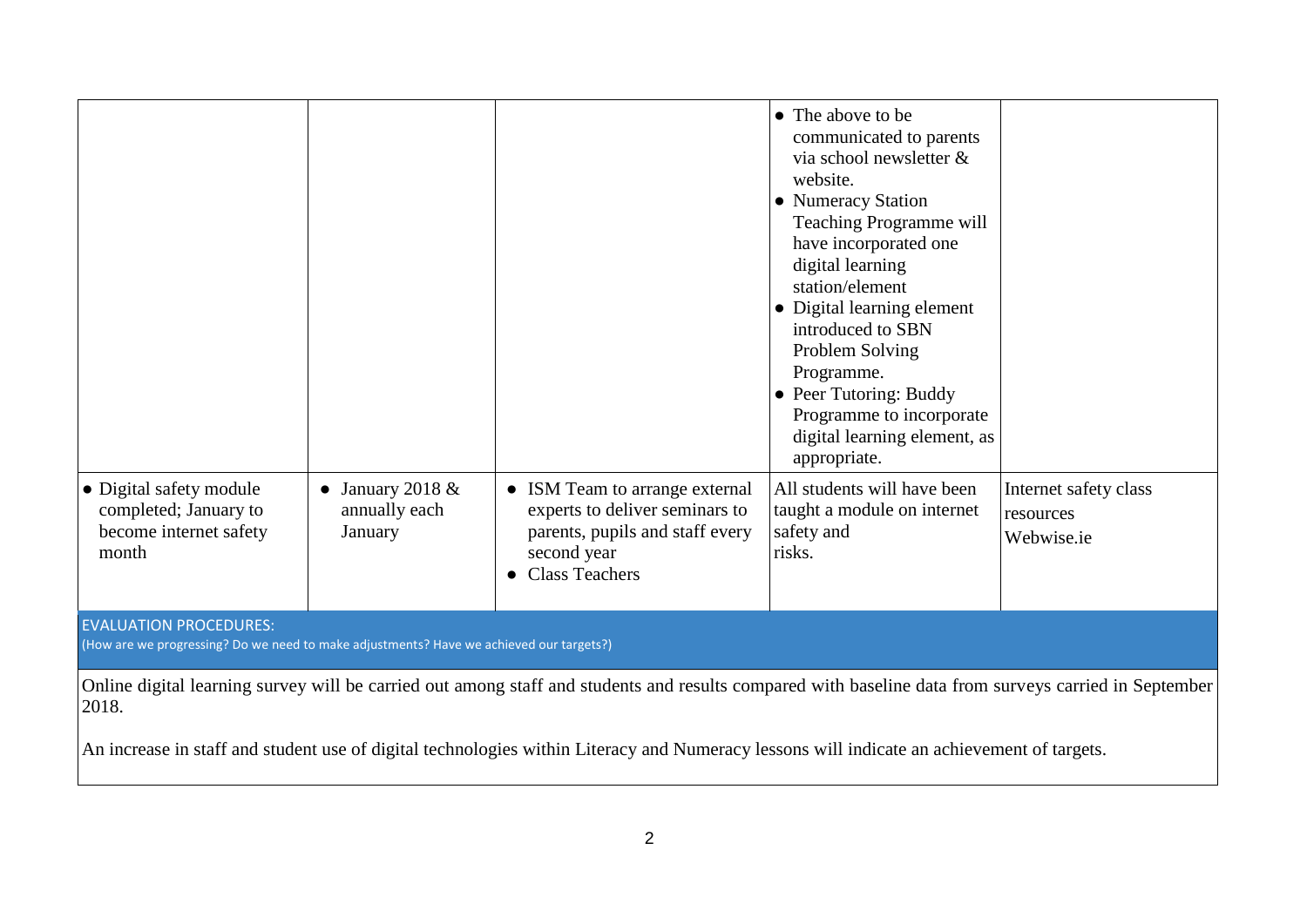|  |  |  | • The above to be communicated to parents via school newsletter & website.<br>• Numeracy Station Teaching Programme will have incorporated one digital learning station/element<br>• Digital learning element introduced to SBN Problem Solving Programme.<br>• Peer Tutoring: Buddy Programme to incorporate digital learning element, as appropriate. |  |
|---|---|---|---|---|
| • Digital safety module completed; January to become internet safety month | • January 2018 & annually each January | • ISM Team to arrange external experts to deliver seminars to parents, pupils and staff every second year<br>• Class Teachers | All students will have been taught a module on internet safety and risks. | Internet safety class resources<br>Webwise.ie |

EVALUATION PROCEDURES:
(How are we progressing? Do we need to make adjustments? Have we achieved our targets?)

Online digital learning survey will be carried out among staff and students and results compared with baseline data from surveys carried in September 2018.

An increase in staff and student use of digital technologies within Literacy and Numeracy lessons will indicate an achievement of targets.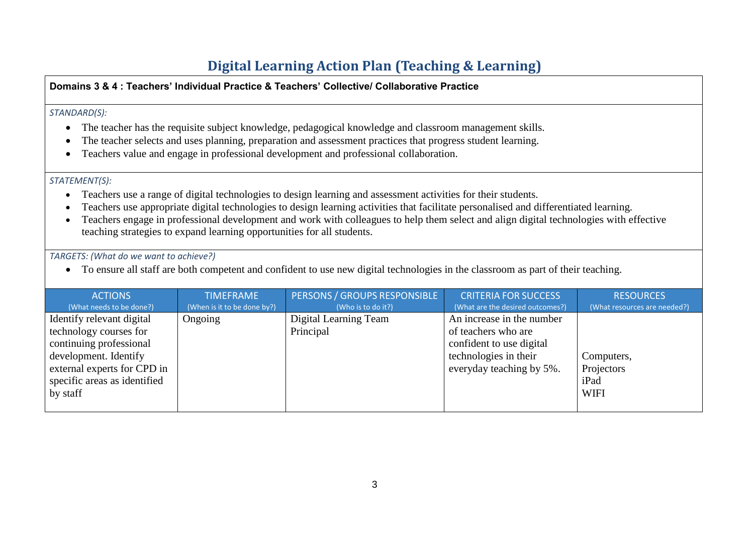# Digital Learning Action Plan (Teaching & Learning)

**Domains 3 & 4 : Teachers' Individual Practice & Teachers' Collective/ Collaborative Practice**

*STANDARD(S):*

- The teacher has the requisite subject knowledge, pedagogical knowledge and classroom management skills.
- The teacher selects and uses planning, preparation and assessment practices that progress student learning.
- Teachers value and engage in professional development and professional collaboration.

*STATEMENT(S):*

- Teachers use a range of digital technologies to design learning and assessment activities for their students.
- Teachers use appropriate digital technologies to design learning activities that facilitate personalised and differentiated learning.
- Teachers engage in professional development and work with colleagues to help them select and align digital technologies with effective teaching strategies to expand learning opportunities for all students.

*TARGETS: (What do we want to achieve?)*

- To ensure all staff are both competent and confident to use new digital technologies in the classroom as part of their teaching.

| ACTIONS (What needs to be done?) | TIMEFRAME (When is it to be done by?) | PERSONS / GROUPS RESPONSIBLE (Who is to do it?) | CRITERIA FOR SUCCESS (What are the desired outcomes?) | RESOURCES (What resources are needed?) |
|---|---|---|---|---|
| Identify relevant digital technology courses for continuing professional development. Identify external experts for CPD in specific areas as identified by staff | Ongoing | Digital Learning Team<br>Principal | An increase in the number of teachers who are confident to use digital technologies in their everyday teaching by 5%. | Computers,<br>Projectors<br>iPad<br>WIFI |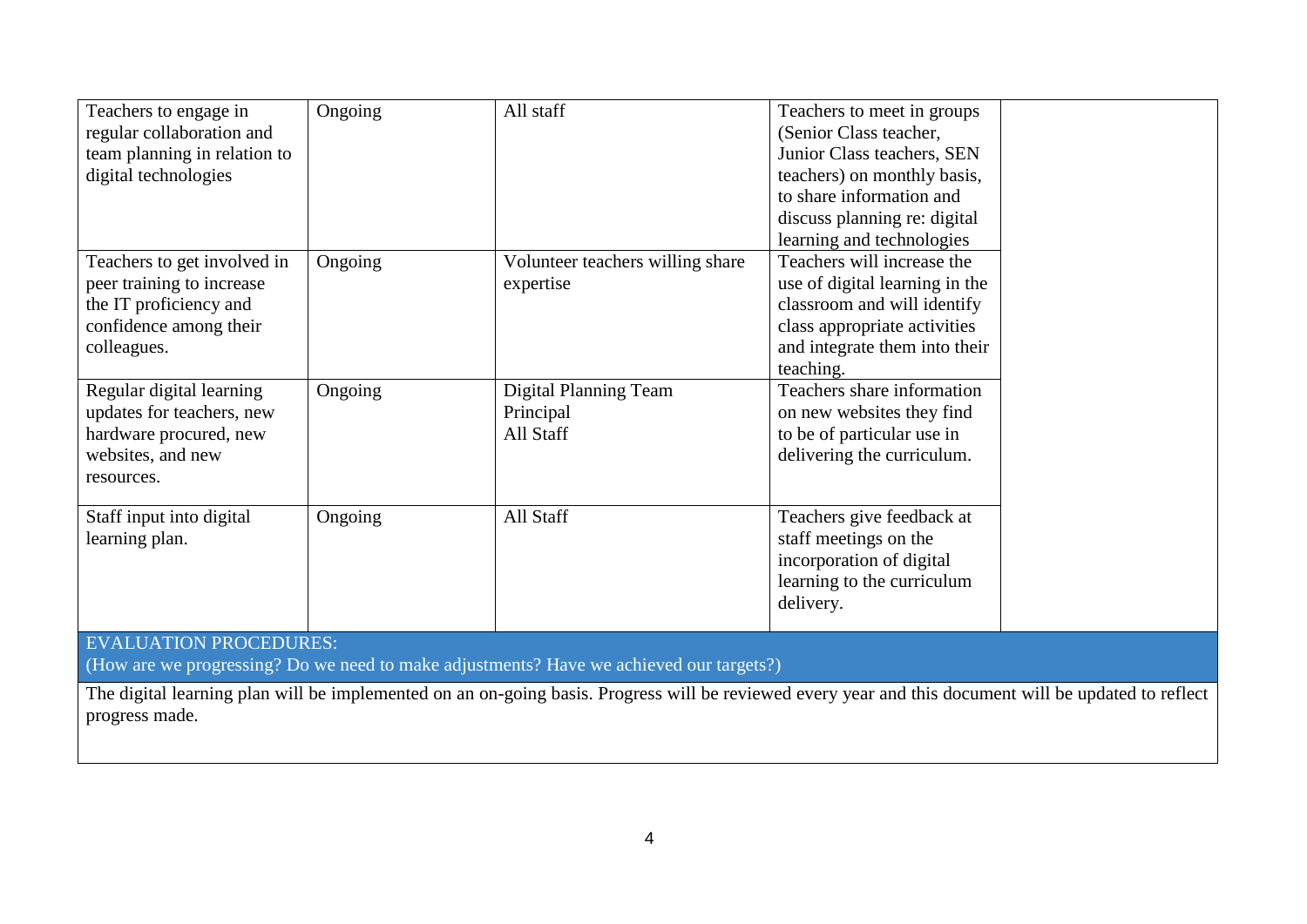| | | | | |
|---|---|---|---|---|
| Teachers to engage in regular collaboration and team planning in relation to digital technologies | Ongoing | All staff | Teachers to meet in groups (Senior Class teacher, Junior Class teachers, SEN teachers) on monthly basis, to share information and discuss planning re: digital learning and technologies | |
| Teachers to get involved in peer training to increase the IT proficiency and confidence among their colleagues. | Ongoing | Volunteer teachers willing share expertise | Teachers will increase the use of digital learning in the classroom and will identify class appropriate activities and integrate them into their teaching. | |
| Regular digital learning updates for teachers, new hardware procured, new websites, and new resources. | Ongoing | Digital Planning Team<br>Principal<br>All Staff | Teachers share information on new websites they find to be of particular use in delivering the curriculum. | |
| Staff input into digital learning plan. | Ongoing | All Staff | Teachers give feedback at staff meetings on the incorporation of digital learning to the curriculum delivery. | |

EVALUATION PROCEDURES:
(How are we progressing? Do we need to make adjustments? Have we achieved our targets?)

The digital learning plan will be implemented on an on-going basis. Progress will be reviewed every year and this document will be updated to reflect progress made.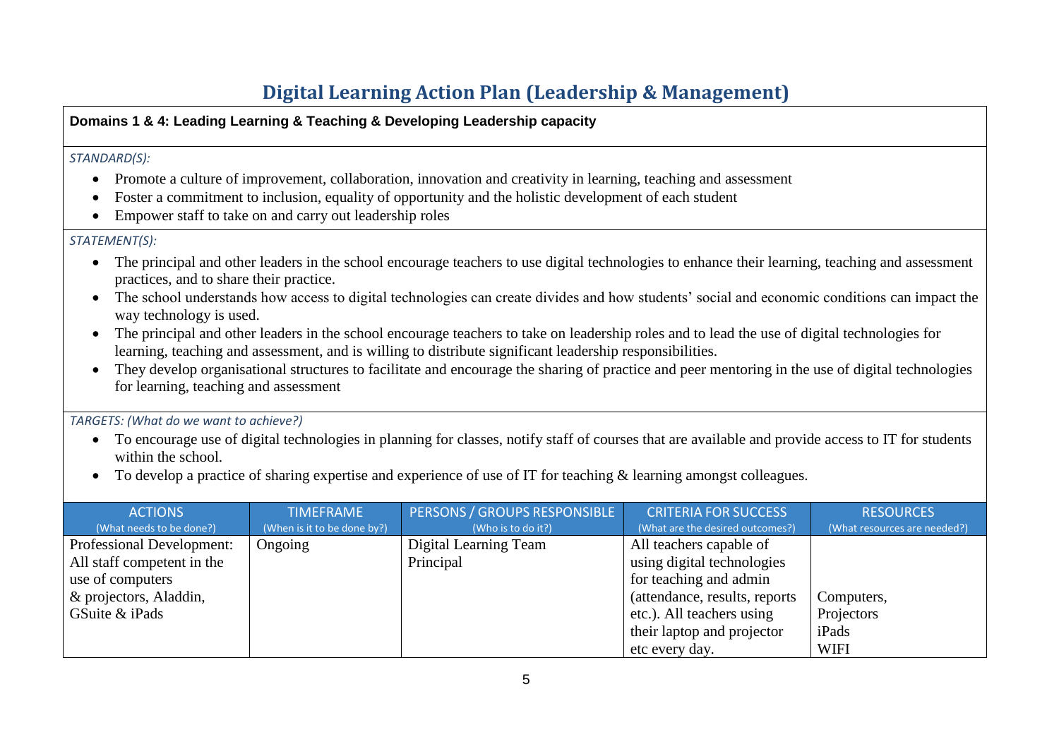# Digital Learning Action Plan (Leadership & Management)

**Domains 1 & 4: Leading Learning & Teaching & Developing Leadership capacity**

*STANDARD(S):*

- Promote a culture of improvement, collaboration, innovation and creativity in learning, teaching and assessment
- Foster a commitment to inclusion, equality of opportunity and the holistic development of each student
- Empower staff to take on and carry out leadership roles

*STATEMENT(S):*

- The principal and other leaders in the school encourage teachers to use digital technologies to enhance their learning, teaching and assessment practices, and to share their practice.
- The school understands how access to digital technologies can create divides and how students' social and economic conditions can impact the way technology is used.
- The principal and other leaders in the school encourage teachers to take on leadership roles and to lead the use of digital technologies for learning, teaching and assessment, and is willing to distribute significant leadership responsibilities.
- They develop organisational structures to facilitate and encourage the sharing of practice and peer mentoring in the use of digital technologies for learning, teaching and assessment

*TARGETS: (What do we want to achieve?)*

- To encourage use of digital technologies in planning for classes, notify staff of courses that are available and provide access to IT for students within the school.
- To develop a practice of sharing expertise and experience of use of IT for teaching & learning amongst colleagues.

| ACTIONS (What needs to be done?) | TIMEFRAME (When is it to be done by?) | PERSONS / GROUPS RESPONSIBLE (Who is to do it?) | CRITERIA FOR SUCCESS (What are the desired outcomes?) | RESOURCES (What resources are needed?) |
|---|---|---|---|---|
| Professional Development: All staff competent in the use of computers & projectors, Aladdin, GSuite & iPads | Ongoing | Digital Learning Team<br>Principal | All teachers capable of using digital technologies for teaching and admin (attendance, results, reports etc.). All teachers using their laptop and projector etc every day. | Computers,<br>Projectors<br>iPads<br>WIFI |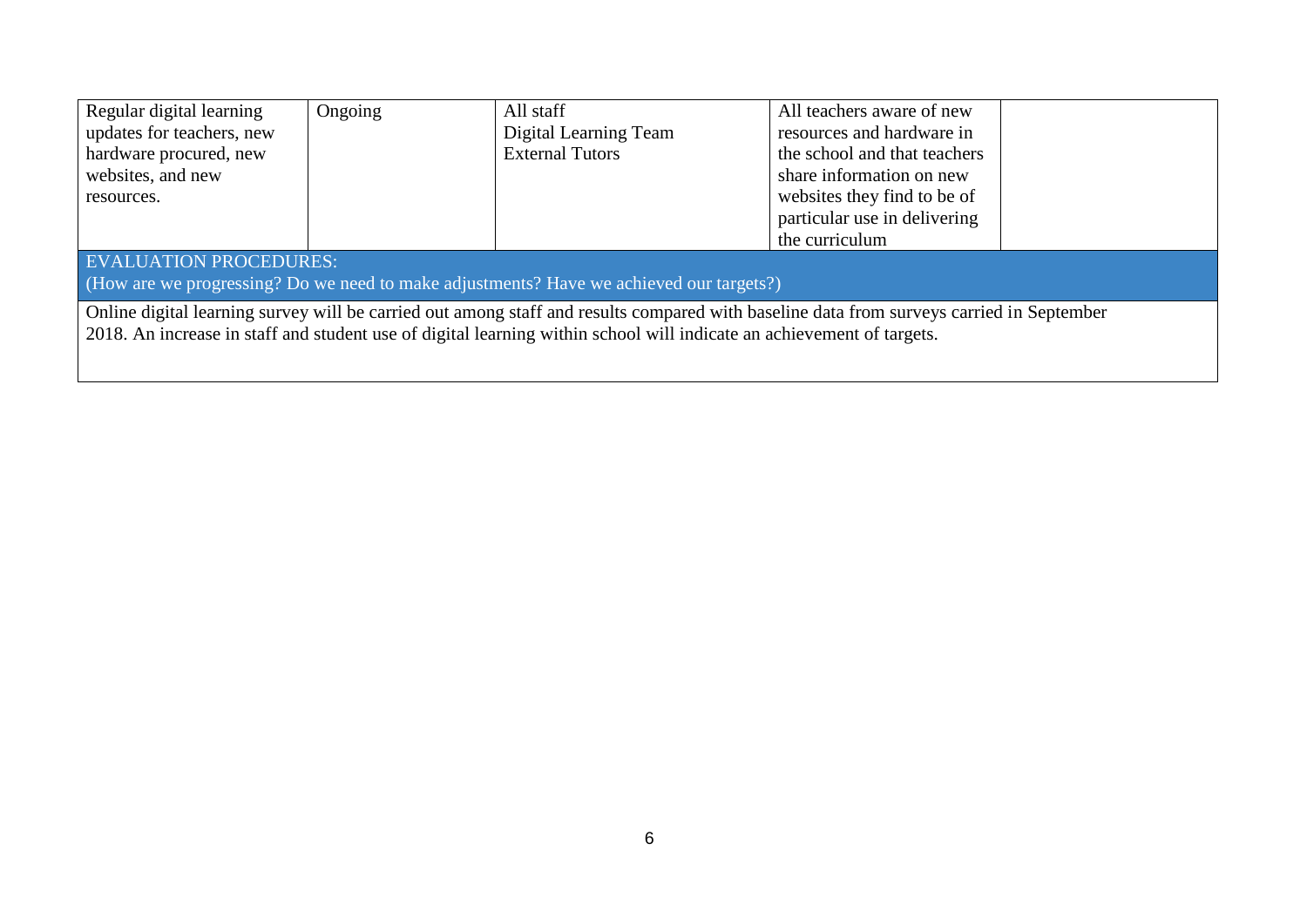| | | | | |
|---|---|---|---|---|
| Regular digital learning updates for teachers, new hardware procured, new websites, and new resources. | Ongoing | All staff<br>Digital Learning Team<br>External Tutors | All teachers aware of new resources and hardware in the school and that teachers share information on new websites they find to be of particular use in delivering the curriculum | |

| EVALUATION PROCEDURES:<br>(How are we progressing? Do we need to make adjustments? Have we achieved our targets?) |
|---|
| Online digital learning survey will be carried out among staff and results compared with baseline data from surveys carried in September 2018. An increase in staff and student use of digital learning within school will indicate an achievement of targets. |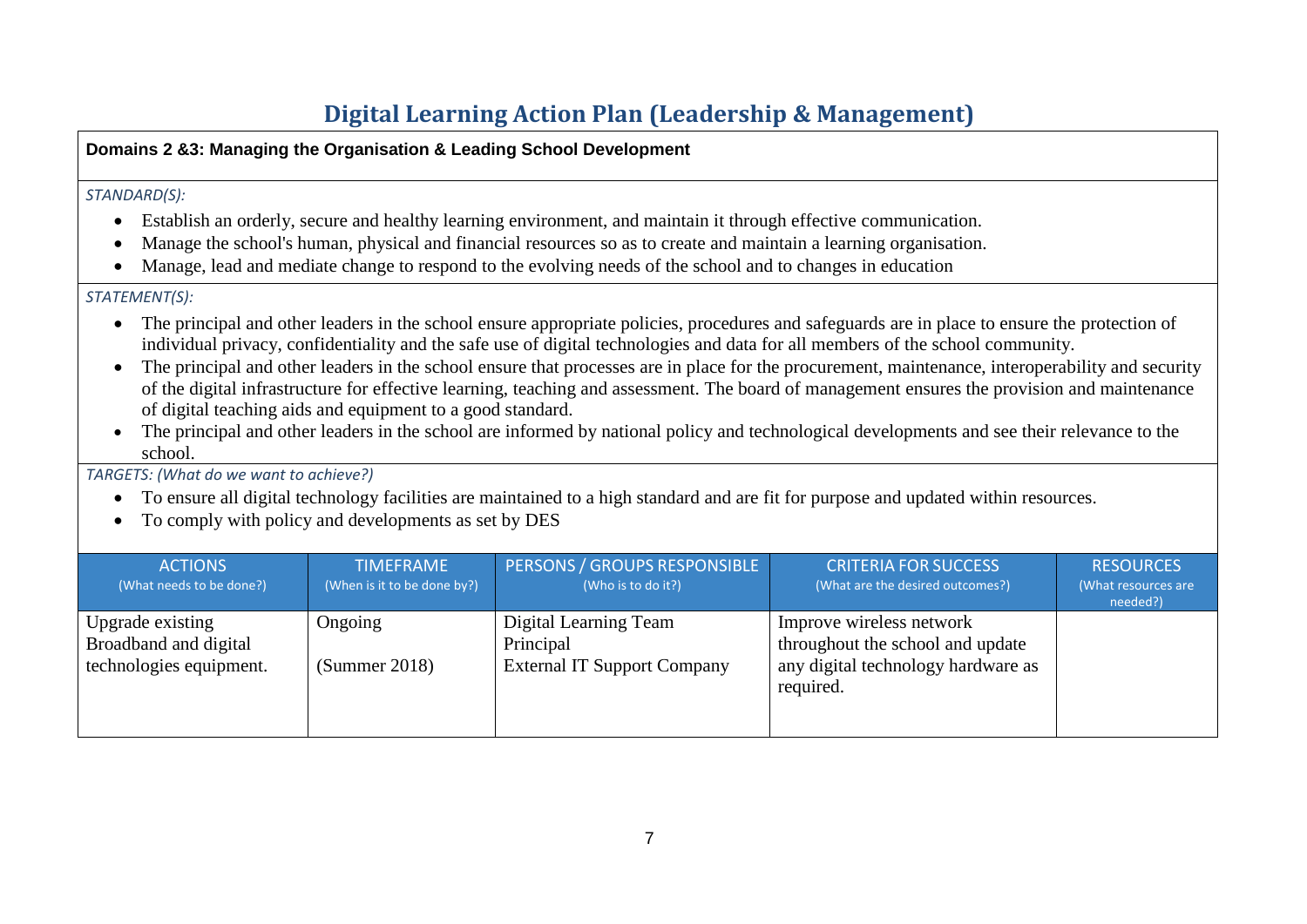# Digital Learning Action Plan (Leadership & Management)

**Domains 2 &3: Managing the Organisation & Leading School Development**

*STANDARD(S):*

- Establish an orderly, secure and healthy learning environment, and maintain it through effective communication.
- Manage the school's human, physical and financial resources so as to create and maintain a learning organisation.
- Manage, lead and mediate change to respond to the evolving needs of the school and to changes in education

*STATEMENT(S):*

- The principal and other leaders in the school ensure appropriate policies, procedures and safeguards are in place to ensure the protection of individual privacy, confidentiality and the safe use of digital technologies and data for all members of the school community.
- The principal and other leaders in the school ensure that processes are in place for the procurement, maintenance, interoperability and security of the digital infrastructure for effective learning, teaching and assessment. The board of management ensures the provision and maintenance of digital teaching aids and equipment to a good standard.
- The principal and other leaders in the school are informed by national policy and technological developments and see their relevance to the school.

*TARGETS: (What do we want to achieve?)*

- To ensure all digital technology facilities are maintained to a high standard and are fit for purpose and updated within resources.
- To comply with policy and developments as set by DES

| ACTIONS (What needs to be done?) | TIMEFRAME (When is it to be done by?) | PERSONS / GROUPS RESPONSIBLE (Who is to do it?) | CRITERIA FOR SUCCESS (What are the desired outcomes?) | RESOURCES (What resources are needed?) |
|---|---|---|---|---|
| Upgrade existing Broadband and digital technologies equipment. | Ongoing<br><br>(Summer 2018) | Digital Learning Team<br>Principal<br>External IT Support Company | Improve wireless network throughout the school and update any digital technology hardware as required. | |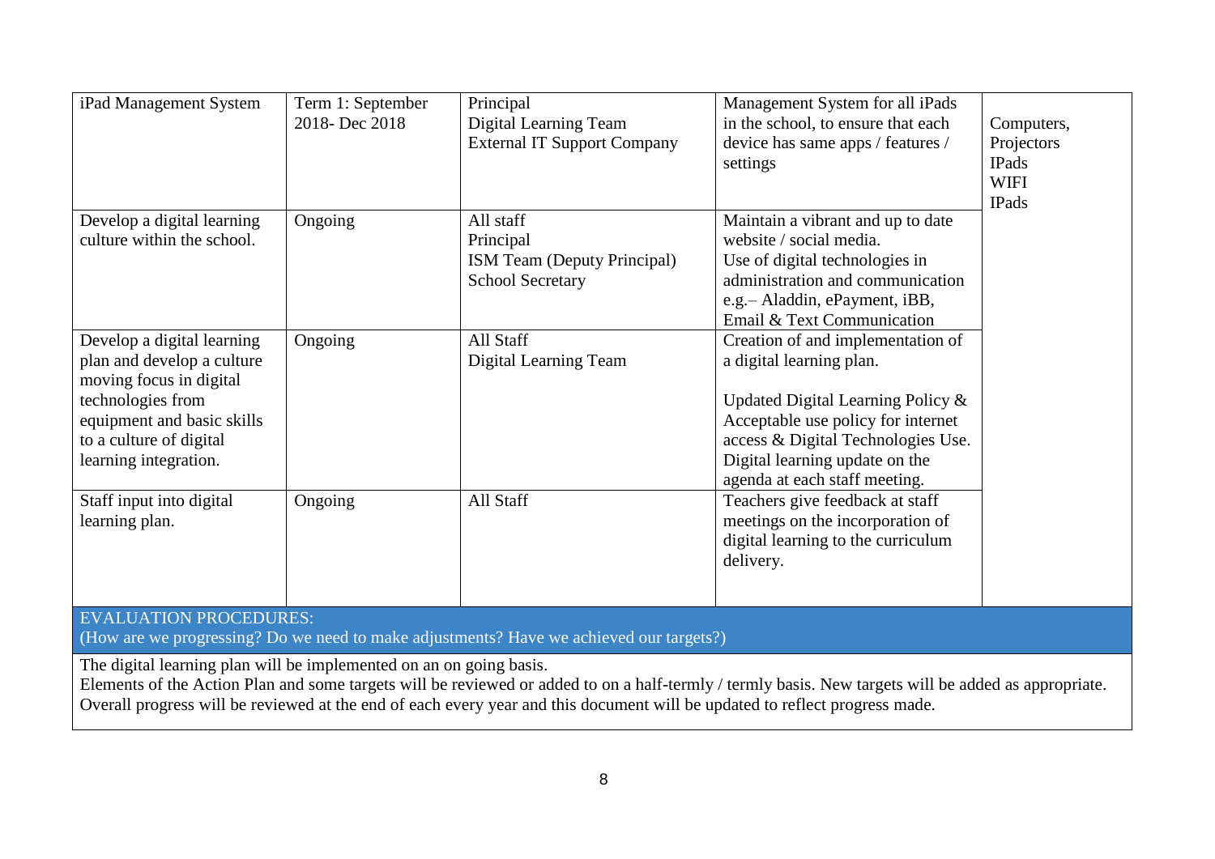| | | | | |
|---|---|---|---|---|
| iPad Management System | Term 1: September 2018- Dec 2018 | Principal<br>Digital Learning Team<br>External IT Support Company | Management System for all iPads in the school, to ensure that each device has same apps / features / settings | Computers,<br>Projectors<br>IPads<br>WIFI<br>IPads |
| Develop a digital learning culture within the school. | Ongoing | All staff<br>Principal<br>ISM Team (Deputy Principal)<br>School Secretary | Maintain a vibrant and up to date website / social media.<br>Use of digital technologies in administration and communication e.g.– Aladdin, ePayment, iBB, Email & Text Communication | |
| Develop a digital learning plan and develop a culture moving focus in digital technologies from equipment and basic skills to a culture of digital learning integration. | Ongoing | All Staff<br>Digital Learning Team | Creation of and implementation of a digital learning plan.<br><br>Updated Digital Learning Policy & Acceptable use policy for internet access & Digital Technologies Use.<br>Digital learning update on the agenda at each staff meeting. | |
| Staff input into digital learning plan. | Ongoing | All Staff | Teachers give feedback at staff meetings on the incorporation of digital learning to the curriculum delivery. | |

EVALUATION PROCEDURES:
(How are we progressing? Do we need to make adjustments? Have we achieved our targets?)

The digital learning plan will be implemented on an on going basis.
Elements of the Action Plan and some targets will be reviewed or added to on a half-termly / termly basis. New targets will be added as appropriate.
Overall progress will be reviewed at the end of each every year and this document will be updated to reflect progress made.